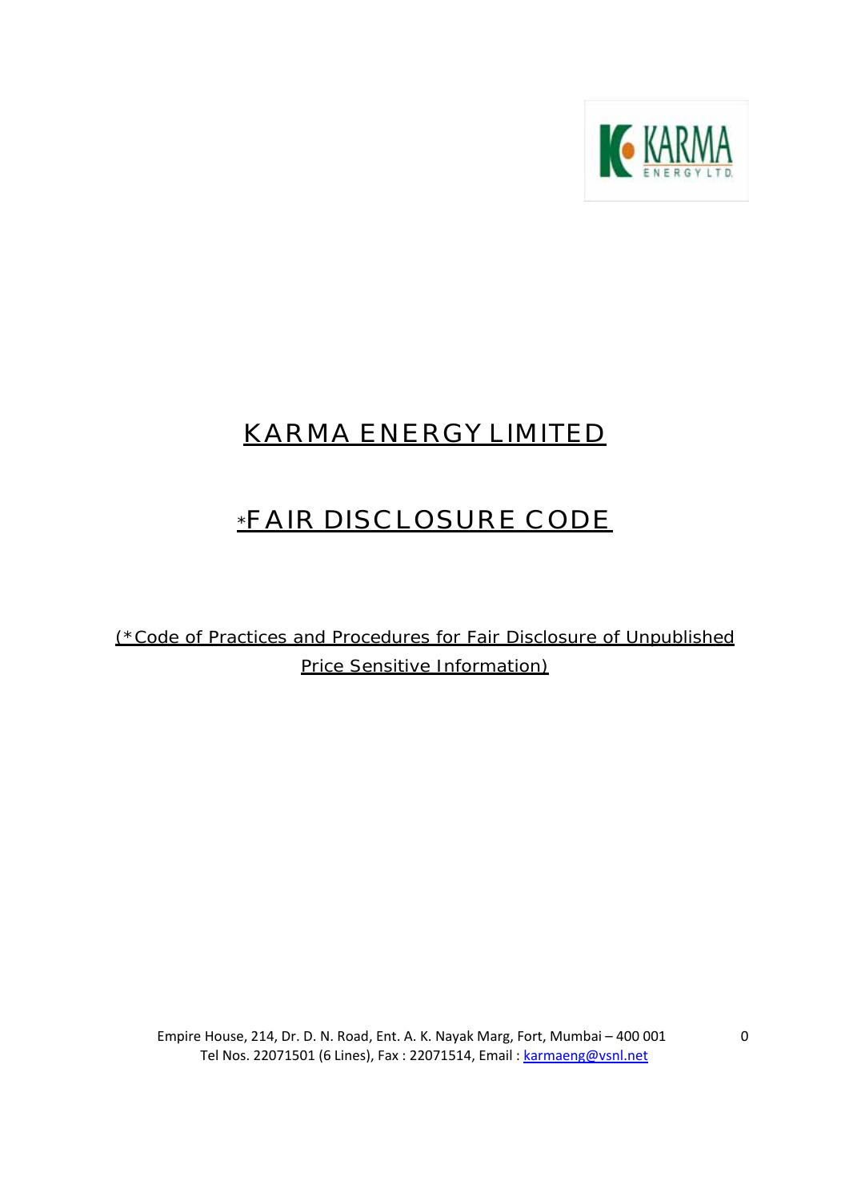# KARMA ENERGY LIMITED

# *FAIR DISCLOSURE CODE

(*Code of Practices and Procedures for Fair Disclosure of Unpublished Price Sensitive Information)

Empire House, 214, Dr. D. N. Road, Ent. A. K. Nayak Marg, Fort, Mumbai – 400 001
Tel Nos. 22071501 (6 Lines), Fax : 22071514, Email : karmaeng@vsnl.net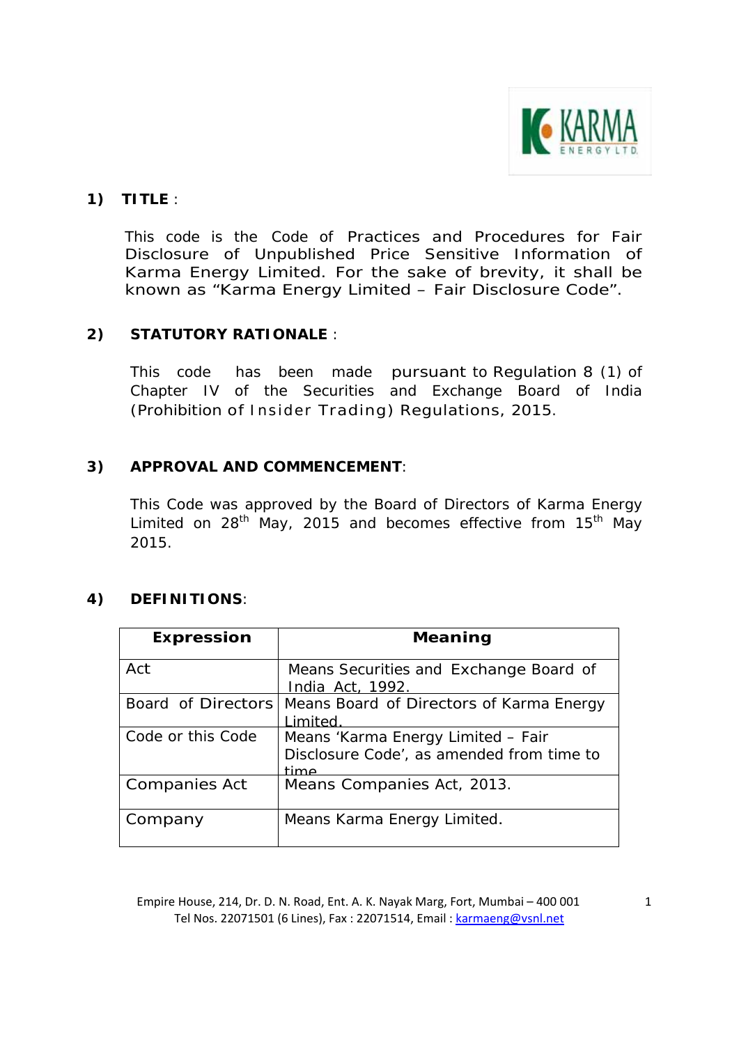## 1) TITLE :

This code is the Code of Practices and Procedures for Fair Disclosure of Unpublished Price Sensitive Information of Karma Energy Limited. For the sake of brevity, it shall be known as "Karma Energy Limited – Fair Disclosure Code".

## 2) STATUTORY RATIONALE :

This code has been made pursuant to Regulation 8 (1) of Chapter IV of the Securities and Exchange Board of India (Prohibition of Insider Trading) Regulations, 2015.

## 3) APPROVAL AND COMMENCEMENT:

This Code was approved by the Board of Directors of Karma Energy Limited on 28th May, 2015 and becomes effective from 15th May 2015.

## 4) DEFINITIONS:

| Expression | Meaning |
|---|---|
| Act | Means Securities and Exchange Board of India Act, 1992. |
| Board of Directors | Means Board of Directors of Karma Energy Limited. |
| Code or this Code | Means 'Karma Energy Limited – Fair Disclosure Code', as amended from time to time |
| Companies Act | Means Companies Act, 2013. |
| Company | Means Karma Energy Limited. |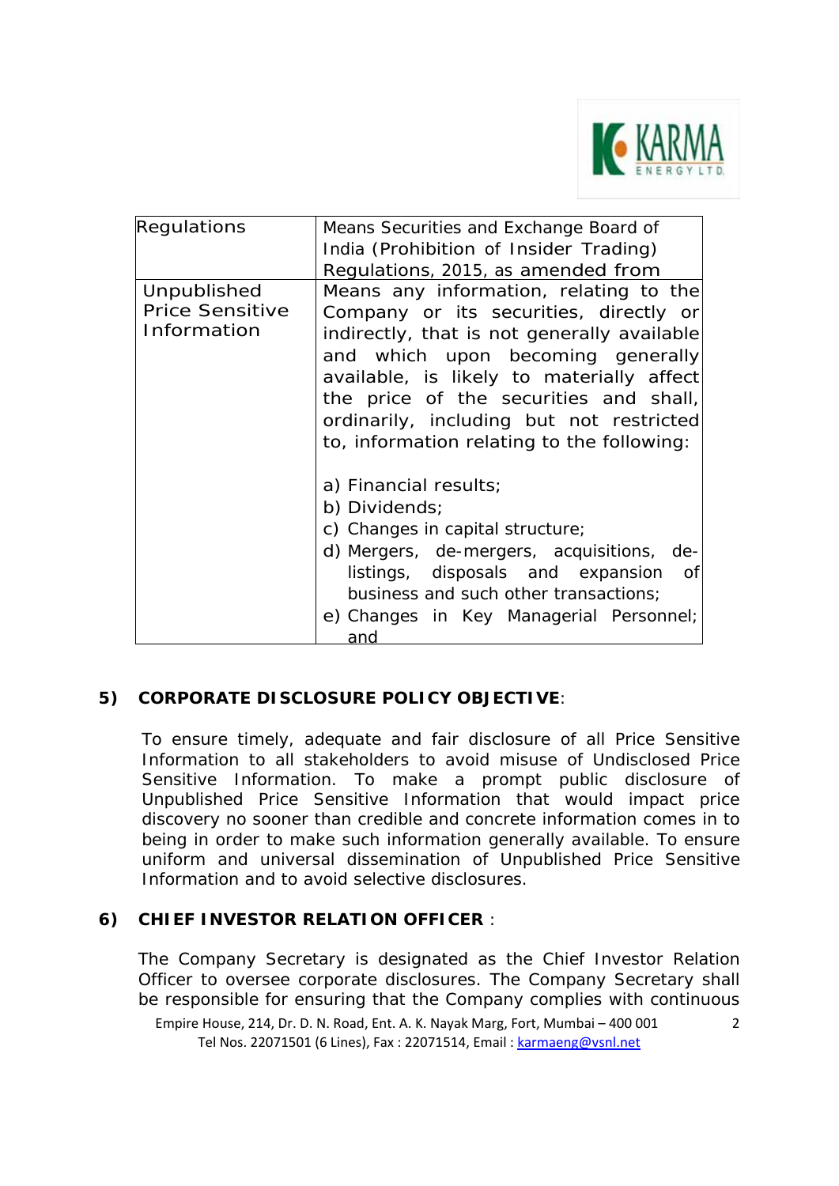| Regulations | Means Securities and Exchange Board of India (Prohibition of Insider Trading) Regulations, 2015, as amended from |
|---|---|
| Unpublished Price Sensitive Information | Means any information, relating to the Company or its securities, directly or indirectly, that is not generally available and which upon becoming generally available, is likely to materially affect the price of the securities and shall, ordinarily, including but not restricted to, information relating to the following:<br><br>a) Financial results;<br>b) Dividends;<br>c) Changes in capital structure;<br>d) Mergers, de-mergers, acquisitions, de-listings, disposals and expansion of business and such other transactions;<br>e) Changes in Key Managerial Personnel; and |

**5) CORPORATE DISCLOSURE POLICY OBJECTIVE**:

To ensure timely, adequate and fair disclosure of all Price Sensitive Information to all stakeholders to avoid misuse of Undisclosed Price Sensitive Information. To make a prompt public disclosure of Unpublished Price Sensitive Information that would impact price discovery no sooner than credible and concrete information comes in to being in order to make such information generally available. To ensure uniform and universal dissemination of Unpublished Price Sensitive Information and to avoid selective disclosures.

**6) CHIEF INVESTOR RELATION OFFICER** :

The Company Secretary is designated as the Chief Investor Relation Officer to oversee corporate disclosures. The Company Secretary shall be responsible for ensuring that the Company complies with continuous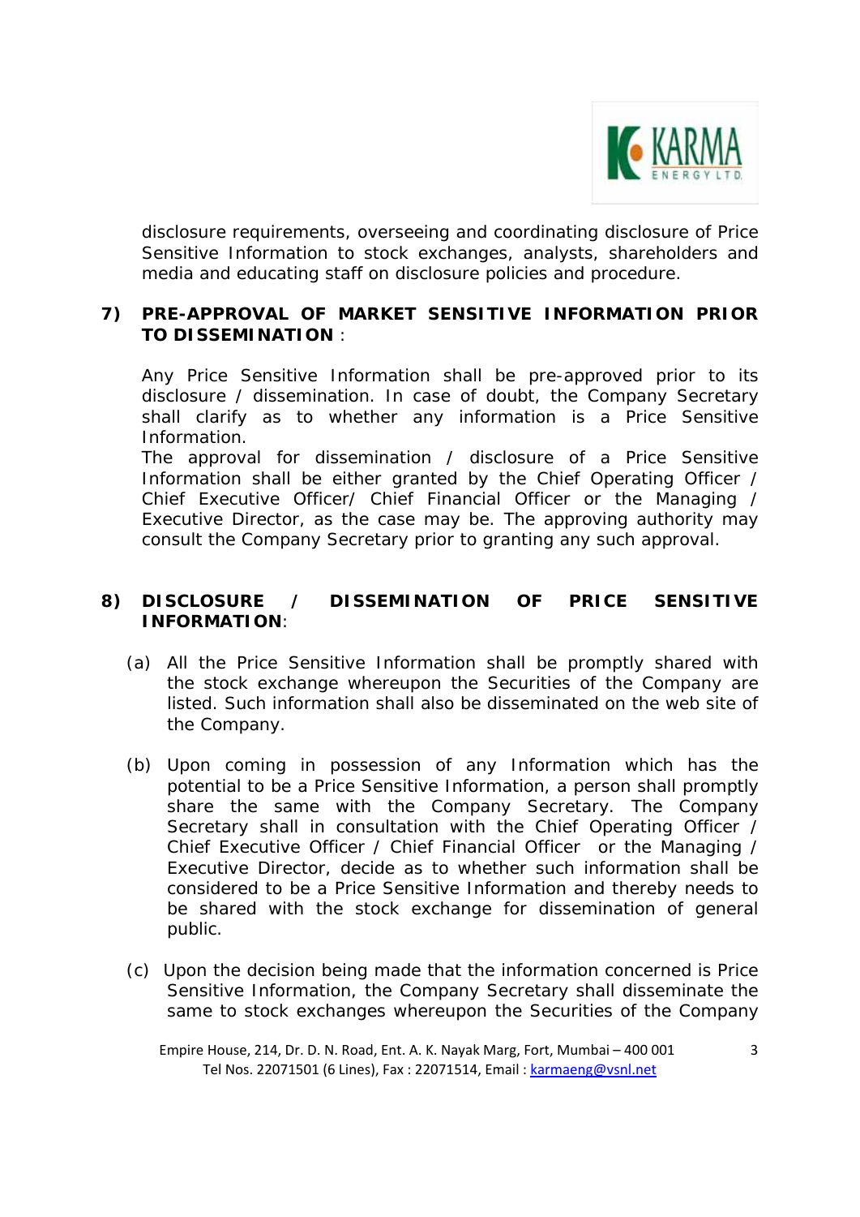disclosure requirements, overseeing and coordinating disclosure of Price Sensitive Information to stock exchanges, analysts, shareholders and media and educating staff on disclosure policies and procedure.

## 7) PRE-APPROVAL OF MARKET SENSITIVE INFORMATION PRIOR TO DISSEMINATION :

Any Price Sensitive Information shall be pre-approved prior to its disclosure / dissemination. In case of doubt, the Company Secretary shall clarify as to whether any information is a Price Sensitive Information.

The approval for dissemination / disclosure of a Price Sensitive Information shall be either granted by the Chief Operating Officer / Chief Executive Officer/ Chief Financial Officer or the Managing / Executive Director, as the case may be. The approving authority may consult the Company Secretary prior to granting any such approval.

## 8) DISCLOSURE / DISSEMINATION OF PRICE SENSITIVE INFORMATION:

(a) All the Price Sensitive Information shall be promptly shared with the stock exchange whereupon the Securities of the Company are listed. Such information shall also be disseminated on the web site of the Company.

(b) Upon coming in possession of any Information which has the potential to be a Price Sensitive Information, a person shall promptly share the same with the Company Secretary. The Company Secretary shall in consultation with the Chief Operating Officer / Chief Executive Officer / Chief Financial Officer or the Managing / Executive Director, decide as to whether such information shall be considered to be a Price Sensitive Information and thereby needs to be shared with the stock exchange for dissemination of general public.

(c) Upon the decision being made that the information concerned is Price Sensitive Information, the Company Secretary shall disseminate the same to stock exchanges whereupon the Securities of the Company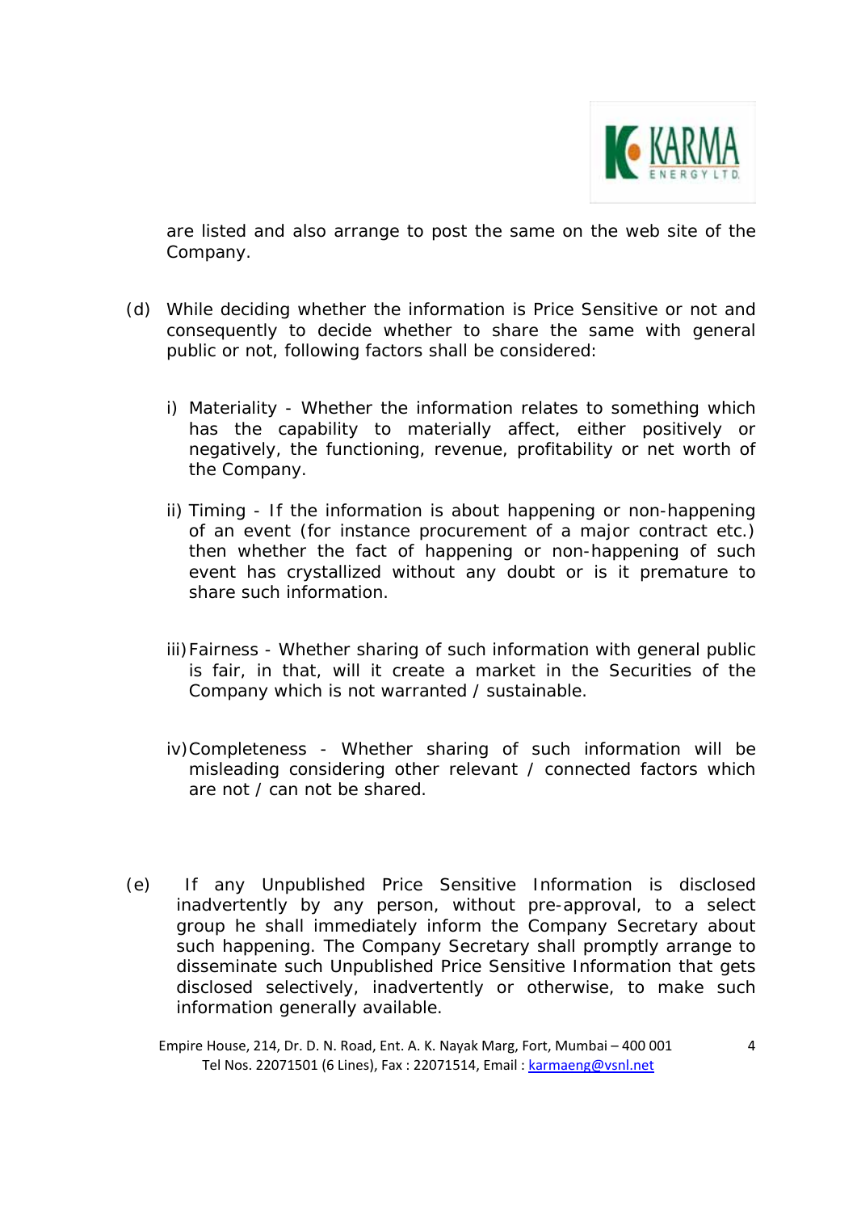are listed and also arrange to post the same on the web site of the Company.

(d) While deciding whether the information is Price Sensitive or not and consequently to decide whether to share the same with general public or not, following factors shall be considered:

i) Materiality - Whether the information relates to something which has the capability to materially affect, either positively or negatively, the functioning, revenue, profitability or net worth of the Company.

ii) Timing - If the information is about happening or non-happening of an event (for instance procurement of a major contract etc.) then whether the fact of happening or non-happening of such event has crystallized without any doubt or is it premature to share such information.

iii) Fairness - Whether sharing of such information with general public is fair, in that, will it create a market in the Securities of the Company which is not warranted / sustainable.

iv) Completeness - Whether sharing of such information will be misleading considering other relevant / connected factors which are not / can not be shared.

(e) If any Unpublished Price Sensitive Information is disclosed inadvertently by any person, without pre-approval, to a select group he shall immediately inform the Company Secretary about such happening. The Company Secretary shall promptly arrange to disseminate such Unpublished Price Sensitive Information that gets disclosed selectively, inadvertently or otherwise, to make such information generally available.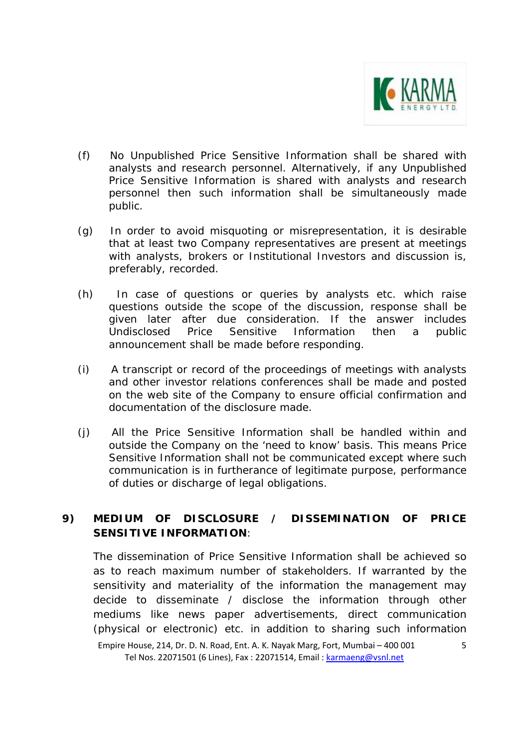(f) No Unpublished Price Sensitive Information shall be shared with analysts and research personnel. Alternatively, if any Unpublished Price Sensitive Information is shared with analysts and research personnel then such information shall be simultaneously made public.

(g) In order to avoid misquoting or misrepresentation, it is desirable that at least two Company representatives are present at meetings with analysts, brokers or Institutional Investors and discussion is, preferably, recorded.

(h) In case of questions or queries by analysts etc. which raise questions outside the scope of the discussion, response shall be given later after due consideration. If the answer includes Undisclosed Price Sensitive Information then a public announcement shall be made before responding.

(i) A transcript or record of the proceedings of meetings with analysts and other investor relations conferences shall be made and posted on the web site of the Company to ensure official confirmation and documentation of the disclosure made.

(j) All the Price Sensitive Information shall be handled within and outside the Company on the 'need to know' basis. This means Price Sensitive Information shall not be communicated except where such communication is in furtherance of legitimate purpose, performance of duties or discharge of legal obligations.

**9) MEDIUM OF DISCLOSURE / DISSEMINATION OF PRICE SENSITIVE INFORMATION**:

The dissemination of Price Sensitive Information shall be achieved so as to reach maximum number of stakeholders. If warranted by the sensitivity and materiality of the information the management may decide to disseminate / disclose the information through other mediums like news paper advertisements, direct communication (physical or electronic) etc. in addition to sharing such information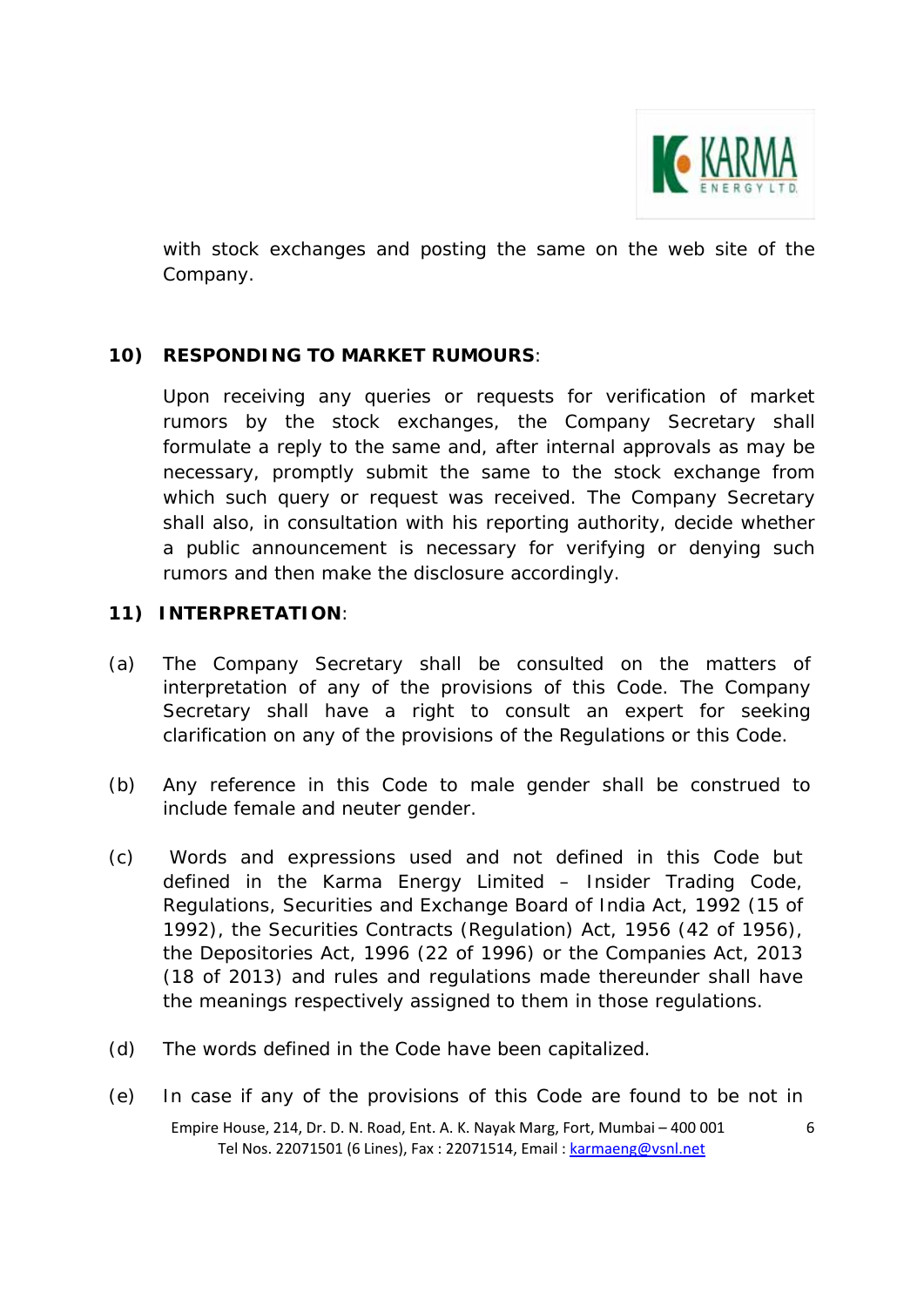with stock exchanges and posting the same on the web site of the Company.

**10) RESPONDING TO MARKET RUMOURS**:

Upon receiving any queries or requests for verification of market rumors by the stock exchanges, the Company Secretary shall formulate a reply to the same and, after internal approvals as may be necessary, promptly submit the same to the stock exchange from which such query or request was received. The Company Secretary shall also, in consultation with his reporting authority, decide whether a public announcement is necessary for verifying or denying such rumors and then make the disclosure accordingly.

**11) INTERPRETATION**:

(a) The Company Secretary shall be consulted on the matters of interpretation of any of the provisions of this Code. The Company Secretary shall have a right to consult an expert for seeking clarification on any of the provisions of the Regulations or this Code.

(b) Any reference in this Code to male gender shall be construed to include female and neuter gender.

(c) Words and expressions used and not defined in this Code but defined in the Karma Energy Limited – Insider Trading Code, Regulations, Securities and Exchange Board of India Act, 1992 (15 of 1992), the Securities Contracts (Regulation) Act, 1956 (42 of 1956), the Depositories Act, 1996 (22 of 1996) or the Companies Act, 2013 (18 of 2013) and rules and regulations made thereunder shall have the meanings respectively assigned to them in those regulations.

(d) The words defined in the Code have been capitalized.

(e) In case if any of the provisions of this Code are found to be not in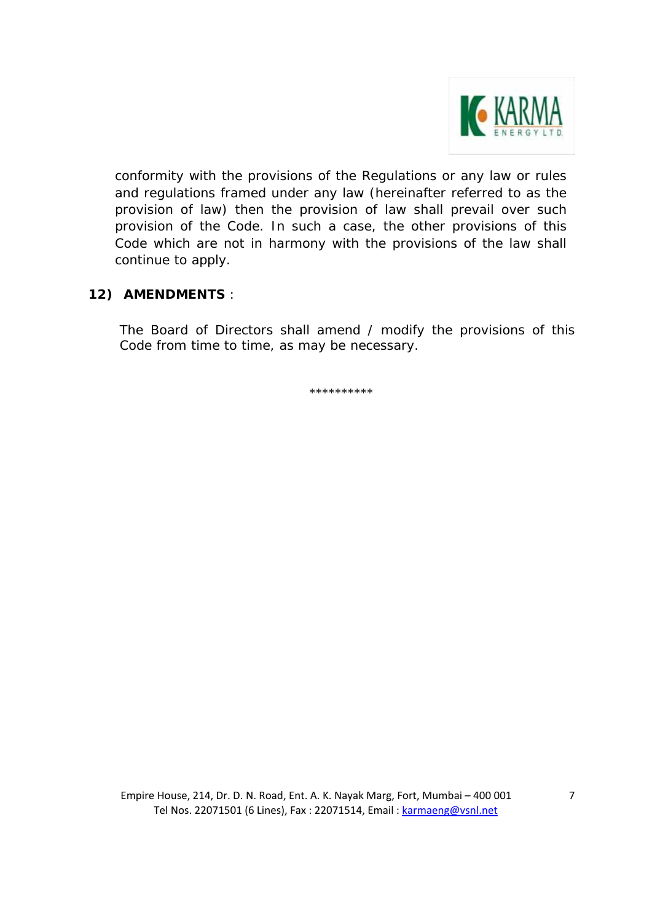conformity with the provisions of the Regulations or any law or rules and regulations framed under any law (hereinafter referred to as the provision of law) then the provision of law shall prevail over such provision of the Code. In such a case, the other provisions of this Code which are not in harmony with the provisions of the law shall continue to apply.

**12) AMENDMENTS** :

The Board of Directors shall amend / modify the provisions of this Code from time to time, as may be necessary.

**********